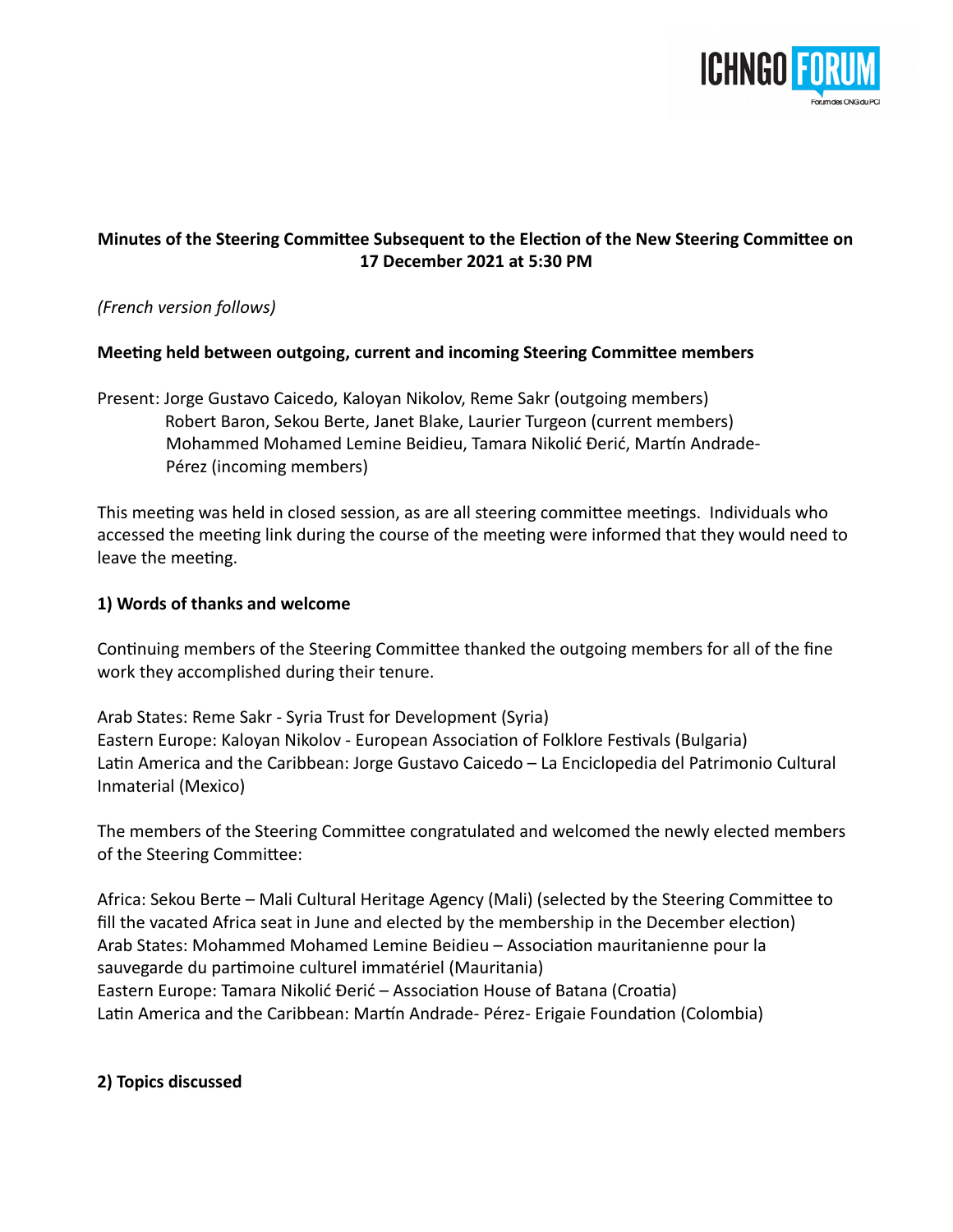**Minutes of the Steering Committee Subsequent to the Election of the New Steering Committee on 17 December 2021 at 5:30 PM**

*(French version follows)*

**Meeting held between outgoing, current and incoming Steering Committee members**

Present: Jorge Gustavo Caicedo, Kaloyan Nikolov, Reme Sakr (outgoing members)
Robert Baron, Sekou Berte, Janet Blake, Laurier Turgeon (current members)
Mohammed Mohamed Lemine Beidieu, Tamara Nikolić Đerić, Martín Andrade-Pérez (incoming members)

This meeting was held in closed session, as are all steering committee meetings. Individuals who accessed the meeting link during the course of the meeting were informed that they would need to leave the meeting.

**1) Words of thanks and welcome**

Continuing members of the Steering Committee thanked the outgoing members for all of the fine work they accomplished during their tenure.

Arab States: Reme Sakr - Syria Trust for Development (Syria)
Eastern Europe: Kaloyan Nikolov - European Association of Folklore Festivals (Bulgaria)
Latin America and the Caribbean: Jorge Gustavo Caicedo – La Enciclopedia del Patrimonio Cultural Inmaterial (Mexico)

The members of the Steering Committee congratulated and welcomed the newly elected members of the Steering Committee:

Africa: Sekou Berte – Mali Cultural Heritage Agency (Mali) (selected by the Steering Committee to fill the vacated Africa seat in June and elected by the membership in the December election)
Arab States: Mohammed Mohamed Lemine Beidieu – Association mauritanienne pour la sauvegarde du partimoine culturel immatériel (Mauritania)
Eastern Europe: Tamara Nikolić Đerić – Association House of Batana (Croatia)
Latin America and the Caribbean: Martín Andrade- Pérez- Erigaie Foundation (Colombia)

**2) Topics discussed**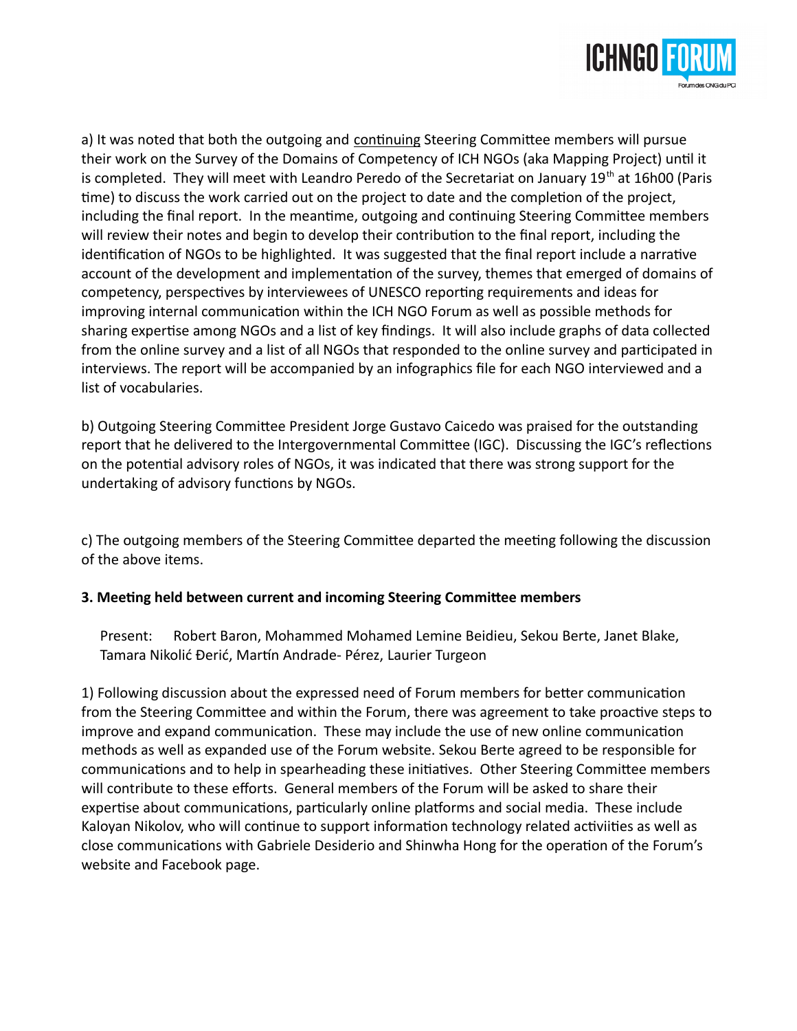a) It was noted that both the outgoing and <u>continuing</u> Steering Committee members will pursue their work on the Survey of the Domains of Competency of ICH NGOs (aka Mapping Project) until it is completed. They will meet with Leandro Peredo of the Secretariat on January 19th at 16h00 (Paris time) to discuss the work carried out on the project to date and the completion of the project, including the final report. In the meantime, outgoing and continuing Steering Committee members will review their notes and begin to develop their contribution to the final report, including the identification of NGOs to be highlighted. It was suggested that the final report include a narrative account of the development and implementation of the survey, themes that emerged of domains of competency, perspectives by interviewees of UNESCO reporting requirements and ideas for improving internal communication within the ICH NGO Forum as well as possible methods for sharing expertise among NGOs and a list of key findings. It will also include graphs of data collected from the online survey and a list of all NGOs that responded to the online survey and participated in interviews. The report will be accompanied by an infographics file for each NGO interviewed and a list of vocabularies.

b) Outgoing Steering Committee President Jorge Gustavo Caicedo was praised for the outstanding report that he delivered to the Intergovernmental Committee (IGC). Discussing the IGC's reflections on the potential advisory roles of NGOs, it was indicated that there was strong support for the undertaking of advisory functions by NGOs.

c) The outgoing members of the Steering Committee departed the meeting following the discussion of the above items.

**3. Meeting held between current and incoming Steering Committee members**

Present: Robert Baron, Mohammed Mohamed Lemine Beidieu, Sekou Berte, Janet Blake, Tamara Nikolić Đerić, Martín Andrade- Pérez, Laurier Turgeon

1) Following discussion about the expressed need of Forum members for better communication from the Steering Committee and within the Forum, there was agreement to take proactive steps to improve and expand communication. These may include the use of new online communication methods as well as expanded use of the Forum website. Sekou Berte agreed to be responsible for communications and to help in spearheading these initiatives. Other Steering Committee members will contribute to these efforts. General members of the Forum will be asked to share their expertise about communications, particularly online platforms and social media. These include Kaloyan Nikolov, who will continue to support information technology related activiities as well as close communications with Gabriele Desiderio and Shinwha Hong for the operation of the Forum's website and Facebook page.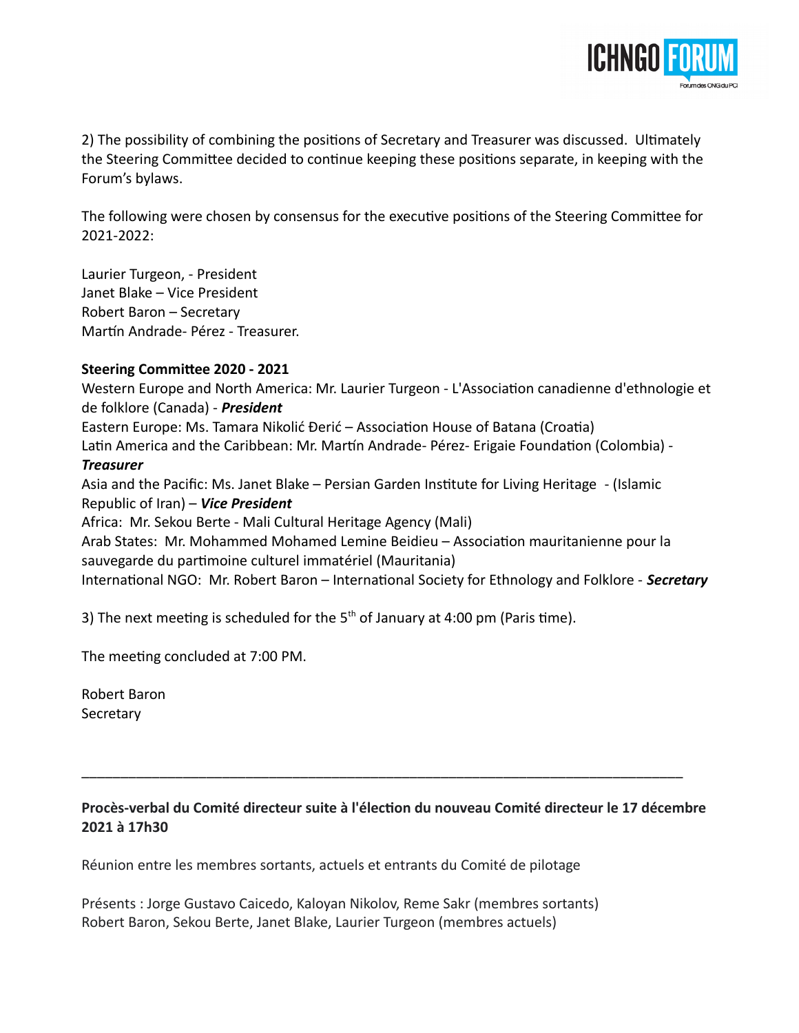2) The possibility of combining the positions of Secretary and Treasurer was discussed. Ultimately the Steering Committee decided to continue keeping these positions separate, in keeping with the Forum's bylaws.

The following were chosen by consensus for the executive positions of the Steering Committee for 2021-2022:

Laurier Turgeon, - President
Janet Blake – Vice President
Robert Baron – Secretary
Martín Andrade- Pérez - Treasurer.

**Steering Committee 2020 - 2021**

Western Europe and North America: Mr. Laurier Turgeon - L'Association canadienne d'ethnologie et de folklore (Canada) - ***President***
Eastern Europe: Ms. Tamara Nikolić Đerić – Association House of Batana (Croatia)
Latin America and the Caribbean: Mr. Martín Andrade- Pérez- Erigaie Foundation (Colombia) - ***Treasurer***
Asia and the Pacific: Ms. Janet Blake – Persian Garden Institute for Living Heritage - (Islamic Republic of Iran) – ***Vice President***
Africa: Mr. Sekou Berte - Mali Cultural Heritage Agency (Mali)
Arab States: Mr. Mohammed Mohamed Lemine Beidieu – Association mauritanienne pour la sauvegarde du partimoine culturel immatériel (Mauritania)
International NGO: Mr. Robert Baron – International Society for Ethnology and Folklore - ***Secretary***

3) The next meeting is scheduled for the 5th of January at 4:00 pm (Paris time).

The meeting concluded at 7:00 PM.

Robert Baron
Secretary

---

**Procès-verbal du Comité directeur suite à l'élection du nouveau Comité directeur le 17 décembre 2021 à 17h30**

Réunion entre les membres sortants, actuels et entrants du Comité de pilotage

Présents : Jorge Gustavo Caicedo, Kaloyan Nikolov, Reme Sakr (membres sortants)
Robert Baron, Sekou Berte, Janet Blake, Laurier Turgeon (membres actuels)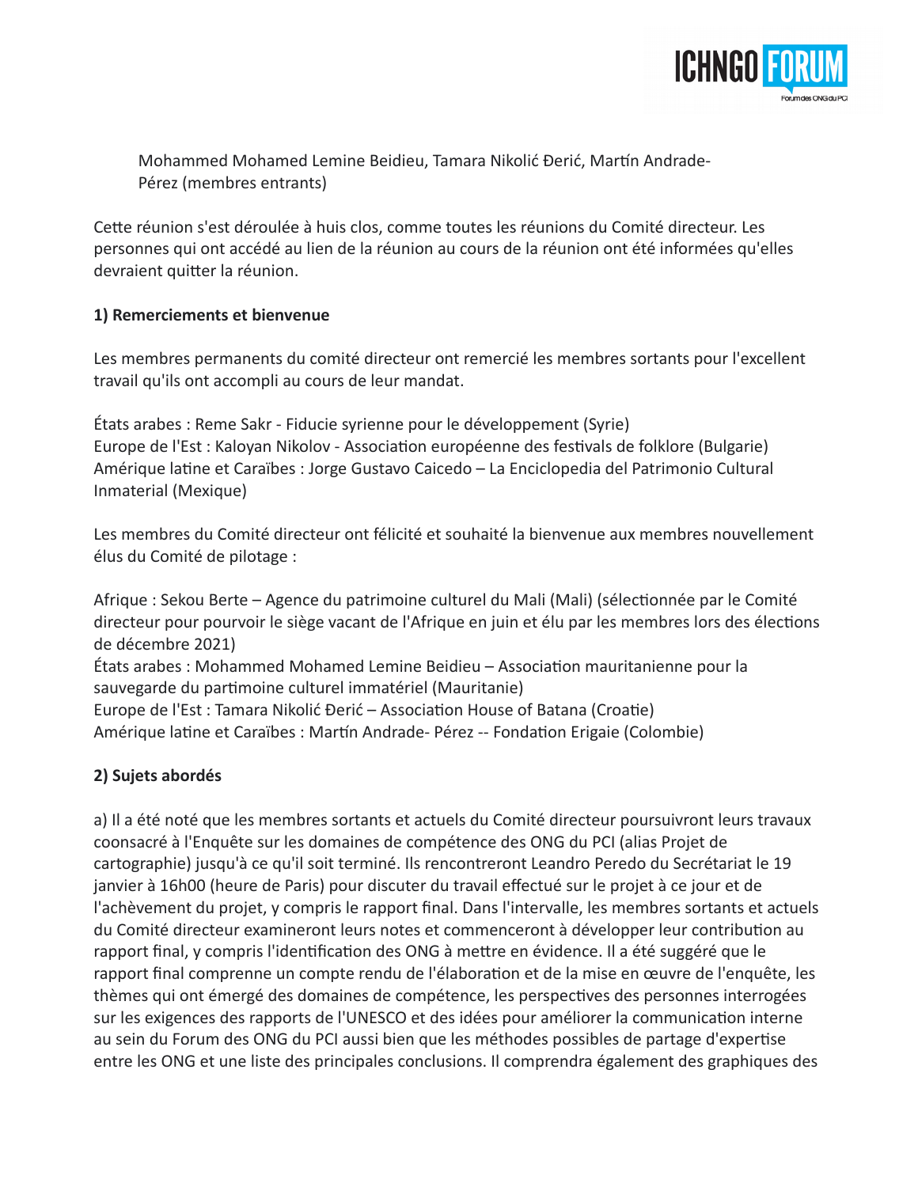Mohammed Mohamed Lemine Beidieu, Tamara Nikolić Đerić, Martín Andrade-Pérez (membres entrants)

Cette réunion s'est déroulée à huis clos, comme toutes les réunions du Comité directeur. Les personnes qui ont accédé au lien de la réunion au cours de la réunion ont été informées qu'elles devraient quitter la réunion.

**1) Remerciements et bienvenue**

Les membres permanents du comité directeur ont remercié les membres sortants pour l'excellent travail qu'ils ont accompli au cours de leur mandat.

États arabes : Reme Sakr - Fiducie syrienne pour le développement (Syrie)
Europe de l'Est : Kaloyan Nikolov - Association européenne des festivals de folklore (Bulgarie)
Amérique latine et Caraïbes : Jorge Gustavo Caicedo – La Enciclopedia del Patrimonio Cultural Inmaterial (Mexique)

Les membres du Comité directeur ont félicité et souhaité la bienvenue aux membres nouvellement élus du Comité de pilotage :

Afrique : Sekou Berte – Agence du patrimoine culturel du Mali (Mali) (sélectionnée par le Comité directeur pour pourvoir le siège vacant de l'Afrique en juin et élu par les membres lors des élections de décembre 2021)
États arabes : Mohammed Mohamed Lemine Beidieu – Association mauritanienne pour la sauvegarde du partimoine culturel immatériel (Mauritanie)
Europe de l'Est : Tamara Nikolić Đerić – Association House of Batana (Croatie)
Amérique latine et Caraïbes : Martín Andrade- Pérez -- Fondation Erigaie (Colombie)

**2) Sujets abordés**

a) Il a été noté que les membres sortants et actuels du Comité directeur poursuivront leurs travaux coonsacré à l'Enquête sur les domaines de compétence des ONG du PCI (alias Projet de cartographie) jusqu'à ce qu'il soit terminé. Ils rencontreront Leandro Peredo du Secrétariat le 19 janvier à 16h00 (heure de Paris) pour discuter du travail effectué sur le projet à ce jour et de l'achèvement du projet, y compris le rapport final. Dans l'intervalle, les membres sortants et actuels du Comité directeur examineront leurs notes et commenceront à développer leur contribution au rapport final, y compris l'identification des ONG à mettre en évidence. Il a été suggéré que le rapport final comprenne un compte rendu de l'élaboration et de la mise en œuvre de l'enquête, les thèmes qui ont émergé des domaines de compétence, les perspectives des personnes interrogées sur les exigences des rapports de l'UNESCO et des idées pour améliorer la communication interne au sein du Forum des ONG du PCI aussi bien que les méthodes possibles de partage d'expertise entre les ONG et une liste des principales conclusions. Il comprendra également des graphiques des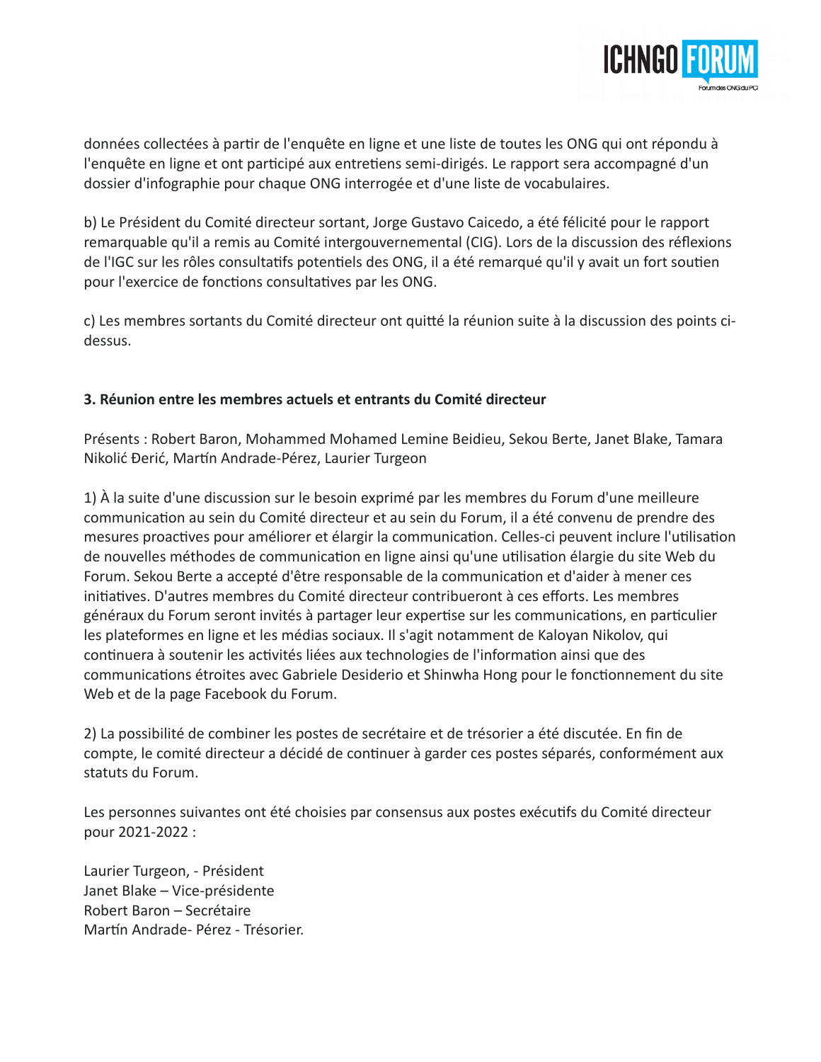données collectées à partir de l'enquête en ligne et une liste de toutes les ONG qui ont répondu à l'enquête en ligne et ont participé aux entretiens semi-dirigés. Le rapport sera accompagné d'un dossier d'infographie pour chaque ONG interrogée et d'une liste de vocabulaires.

b) Le Président du Comité directeur sortant, Jorge Gustavo Caicedo, a été félicité pour le rapport remarquable qu'il a remis au Comité intergouvernemental (CIG). Lors de la discussion des réflexions de l'IGC sur les rôles consultatifs potentiels des ONG, il a été remarqué qu'il y avait un fort soutien pour l'exercice de fonctions consultatives par les ONG.

c) Les membres sortants du Comité directeur ont quitté la réunion suite à la discussion des points ci-dessus.

**3. Réunion entre les membres actuels et entrants du Comité directeur**

Présents : Robert Baron, Mohammed Mohamed Lemine Beidieu, Sekou Berte, Janet Blake, Tamara Nikolić Đerić, Martín Andrade-Pérez, Laurier Turgeon

1) À la suite d'une discussion sur le besoin exprimé par les membres du Forum d'une meilleure communication au sein du Comité directeur et au sein du Forum, il a été convenu de prendre des mesures proactives pour améliorer et élargir la communication. Celles-ci peuvent inclure l'utilisation de nouvelles méthodes de communication en ligne ainsi qu'une utilisation élargie du site Web du Forum. Sekou Berte a accepté d'être responsable de la communication et d'aider à mener ces initiatives. D'autres membres du Comité directeur contribueront à ces efforts. Les membres généraux du Forum seront invités à partager leur expertise sur les communications, en particulier les plateformes en ligne et les médias sociaux. Il s'agit notamment de Kaloyan Nikolov, qui continuera à soutenir les activités liées aux technologies de l'information ainsi que des communications étroites avec Gabriele Desiderio et Shinwha Hong pour le fonctionnement du site Web et de la page Facebook du Forum.

2) La possibilité de combiner les postes de secrétaire et de trésorier a été discutée. En fin de compte, le comité directeur a décidé de continuer à garder ces postes séparés, conformément aux statuts du Forum.

Les personnes suivantes ont été choisies par consensus aux postes exécutifs du Comité directeur pour 2021-2022 :

Laurier Turgeon, - Président
Janet Blake – Vice-présidente
Robert Baron – Secrétaire
Martín Andrade- Pérez - Trésorier.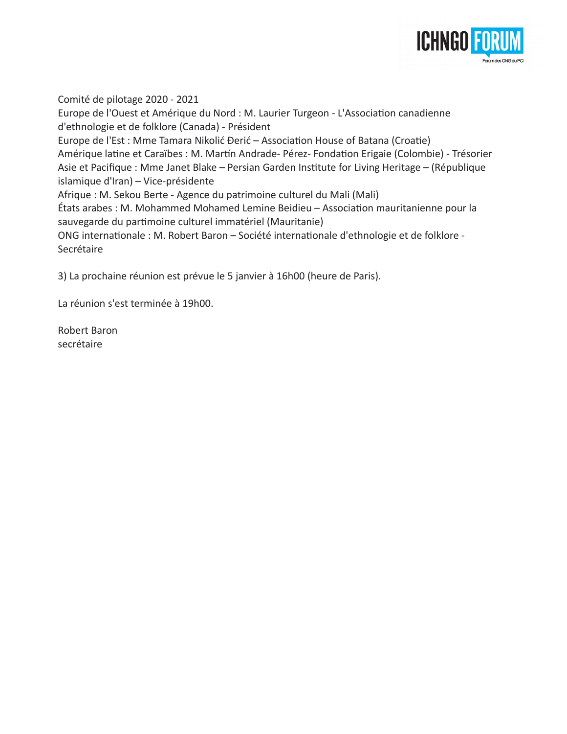Comité de pilotage 2020 - 2021

Europe de l'Ouest et Amérique du Nord : M. Laurier Turgeon - L'Association canadienne d'ethnologie et de folklore (Canada) - Président

Europe de l'Est : Mme Tamara Nikolić Đerić – Association House of Batana (Croatie)

Amérique latine et Caraïbes : M. Martín Andrade- Pérez- Fondation Erigaie (Colombie) - Trésorier

Asie et Pacifique : Mme Janet Blake – Persian Garden Institute for Living Heritage – (République islamique d'Iran) – Vice-présidente

Afrique : M. Sekou Berte - Agence du patrimoine culturel du Mali (Mali)

États arabes : M. Mohammed Mohamed Lemine Beidieu – Association mauritanienne pour la sauvegarde du partimoine culturel immatériel (Mauritanie)

ONG internationale : M. Robert Baron – Société internationale d'ethnologie et de folklore - Secrétaire

3) La prochaine réunion est prévue le 5 janvier à 16h00 (heure de Paris).

La réunion s'est terminée à 19h00.

Robert Baron
secrétaire